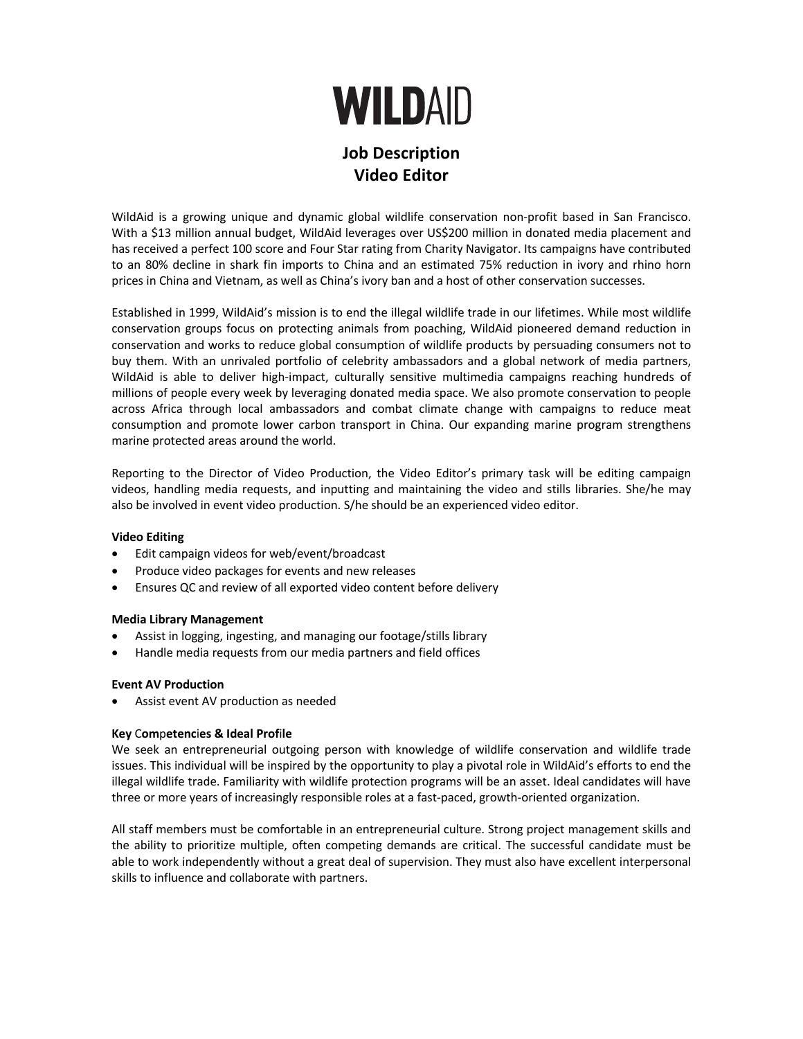# WILDAID

## Job Description
## Video Editor

WildAid is a growing unique and dynamic global wildlife conservation non-profit based in San Francisco. With a $13 million annual budget, WildAid leverages over US$200 million in donated media placement and has received a perfect 100 score and Four Star rating from Charity Navigator. Its campaigns have contributed to an 80% decline in shark fin imports to China and an estimated 75% reduction in ivory and rhino horn prices in China and Vietnam, as well as China's ivory ban and a host of other conservation successes.

Established in 1999, WildAid's mission is to end the illegal wildlife trade in our lifetimes. While most wildlife conservation groups focus on protecting animals from poaching, WildAid pioneered demand reduction in conservation and works to reduce global consumption of wildlife products by persuading consumers not to buy them. With an unrivaled portfolio of celebrity ambassadors and a global network of media partners, WildAid is able to deliver high-impact, culturally sensitive multimedia campaigns reaching hundreds of millions of people every week by leveraging donated media space. We also promote conservation to people across Africa through local ambassadors and combat climate change with campaigns to reduce meat consumption and promote lower carbon transport in China. Our expanding marine program strengthens marine protected areas around the world.

Reporting to the Director of Video Production, the Video Editor's primary task will be editing campaign videos, handling media requests, and inputting and maintaining the video and stills libraries. She/he may also be involved in event video production. S/he should be an experienced video editor.

**Video Editing**

- Edit campaign videos for web/event/broadcast
- Produce video packages for events and new releases
- Ensures QC and review of all exported video content before delivery

**Media Library Management**

- Assist in logging, ingesting, and managing our footage/stills library
- Handle media requests from our media partners and field offices

**Event AV Production**

- Assist event AV production as needed

**Key Competencies & Ideal Profile**

We seek an entrepreneurial outgoing person with knowledge of wildlife conservation and wildlife trade issues. This individual will be inspired by the opportunity to play a pivotal role in WildAid's efforts to end the illegal wildlife trade. Familiarity with wildlife protection programs will be an asset. Ideal candidates will have three or more years of increasingly responsible roles at a fast-paced, growth-oriented organization.

All staff members must be comfortable in an entrepreneurial culture. Strong project management skills and the ability to prioritize multiple, often competing demands are critical. The successful candidate must be able to work independently without a great deal of supervision. They must also have excellent interpersonal skills to influence and collaborate with partners.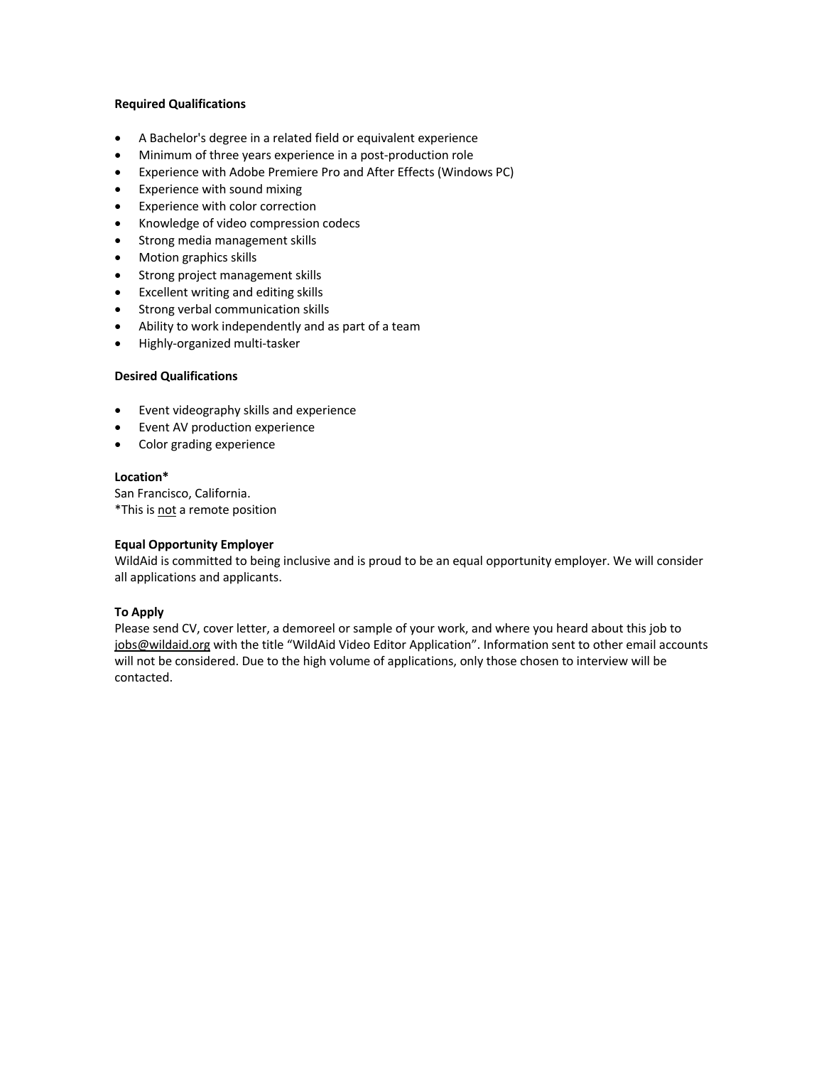**Required Qualifications**

- A Bachelor's degree in a related field or equivalent experience
- Minimum of three years experience in a post-production role
- Experience with Adobe Premiere Pro and After Effects (Windows PC)
- Experience with sound mixing
- Experience with color correction
- Knowledge of video compression codecs
- Strong media management skills
- Motion graphics skills
- Strong project management skills
- Excellent writing and editing skills
- Strong verbal communication skills
- Ability to work independently and as part of a team
- Highly-organized multi-tasker

**Desired Qualifications**

- Event videography skills and experience
- Event AV production experience
- Color grading experience

**Location***
San Francisco, California.
*This is <u>not</u> a remote position

**Equal Opportunity Employer**
WildAid is committed to being inclusive and is proud to be an equal opportunity employer. We will consider all applications and applicants.

**To Apply**
Please send CV, cover letter, a demoreel or sample of your work, and where you heard about this job to jobs@wildaid.org with the title "WildAid Video Editor Application". Information sent to other email accounts will not be considered. Due to the high volume of applications, only those chosen to interview will be contacted.